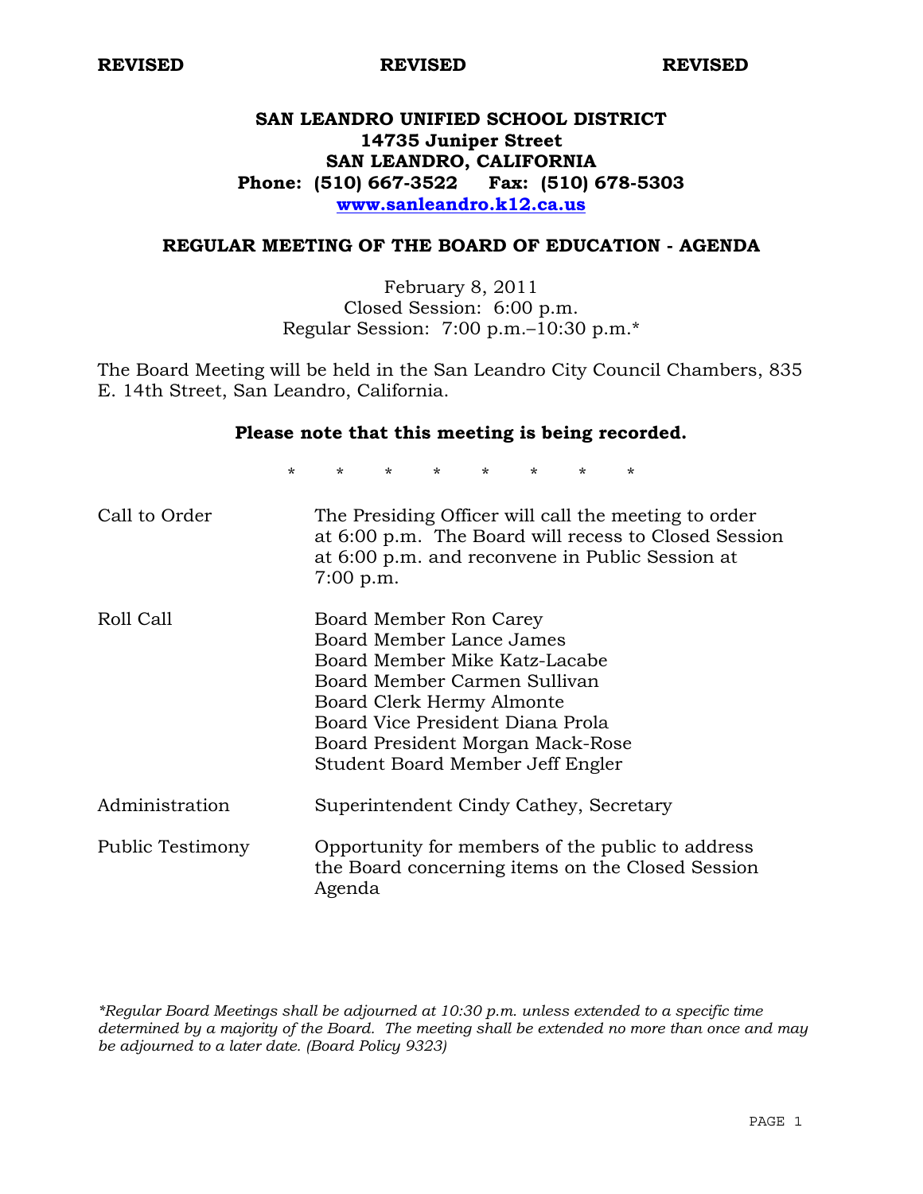**REVISED** **REVISED** **REVISED**

# SAN LEANDRO UNIFIED SCHOOL DISTRICT
**14735 Juniper Street**
**SAN LEANDRO, CALIFORNIA**
**Phone: (510) 667-3522 Fax: (510) 678-5303**
**www.sanleandro.k12.ca.us**

## REGULAR MEETING OF THE BOARD OF EDUCATION - AGENDA

February 8, 2011
Closed Session: 6:00 p.m.
Regular Session: 7:00 p.m.–10:30 p.m.*

The Board Meeting will be held in the San Leandro City Council Chambers, 835 E. 14th Street, San Leandro, California.

**Please note that this meeting is being recorded.**

\* \* \* \* \* \* \* \*

| | |
|---|---|
| Call to Order | The Presiding Officer will call the meeting to order at 6:00 p.m. The Board will recess to Closed Session at 6:00 p.m. and reconvene in Public Session at 7:00 p.m. |
| Roll Call | Board Member Ron Carey<br>Board Member Lance James<br>Board Member Mike Katz-Lacabe<br>Board Member Carmen Sullivan<br>Board Clerk Hermy Almonte<br>Board Vice President Diana Prola<br>Board President Morgan Mack-Rose<br>Student Board Member Jeff Engler |
| Administration | Superintendent Cindy Cathey, Secretary |
| Public Testimony | Opportunity for members of the public to address the Board concerning items on the Closed Session Agenda |

*\*Regular Board Meetings shall be adjourned at 10:30 p.m. unless extended to a specific time determined by a majority of the Board. The meeting shall be extended no more than once and may be adjourned to a later date. (Board Policy 9323)*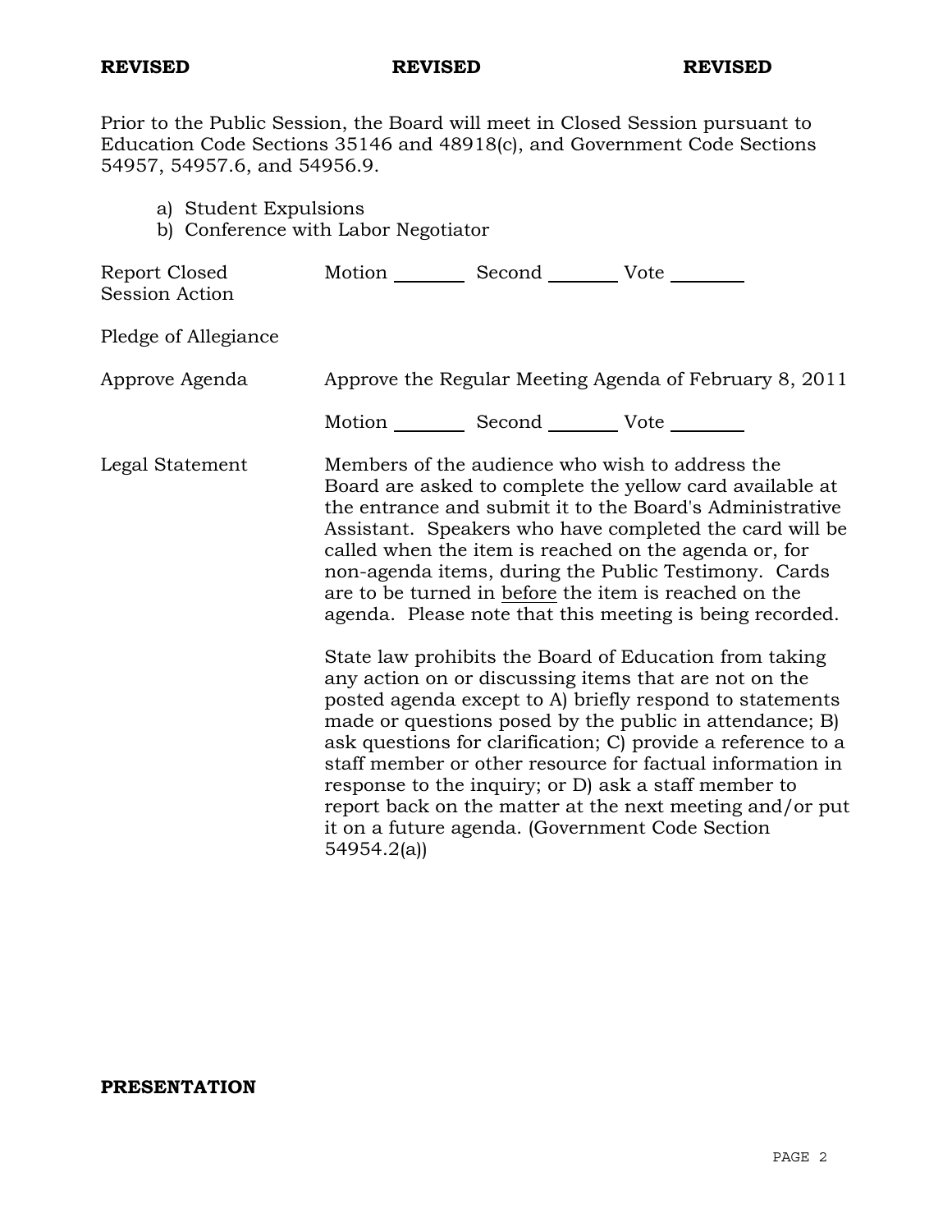**REVISED** **REVISED** **REVISED**

Prior to the Public Session, the Board will meet in Closed Session pursuant to Education Code Sections 35146 and 48918(c), and Government Code Sections 54957, 54957.6, and 54956.9.

a) Student Expulsions
b) Conference with Labor Negotiator

| | |
|---|---|
| Report Closed Session Action | Motion ________ Second ________ Vote ________ |
| Pledge of Allegiance | |
| Approve Agenda | Approve the Regular Meeting Agenda of February 8, 2011 |
| | Motion ________ Second ________ Vote ________ |
| Legal Statement | Members of the audience who wish to address the Board are asked to complete the yellow card available at the entrance and submit it to the Board's Administrative Assistant. Speakers who have completed the card will be called when the item is reached on the agenda or, for non-agenda items, during the Public Testimony. Cards are to be turned in <u>before</u> the item is reached on the agenda. Please note that this meeting is being recorded. |
| | State law prohibits the Board of Education from taking any action on or discussing items that are not on the posted agenda except to A) briefly respond to statements made or questions posed by the public in attendance; B) ask questions for clarification; C) provide a reference to a staff member or other resource for factual information in response to the inquiry; or D) ask a staff member to report back on the matter at the next meeting and/or put it on a future agenda. (Government Code Section 54954.2(a)) |

**PRESENTATION**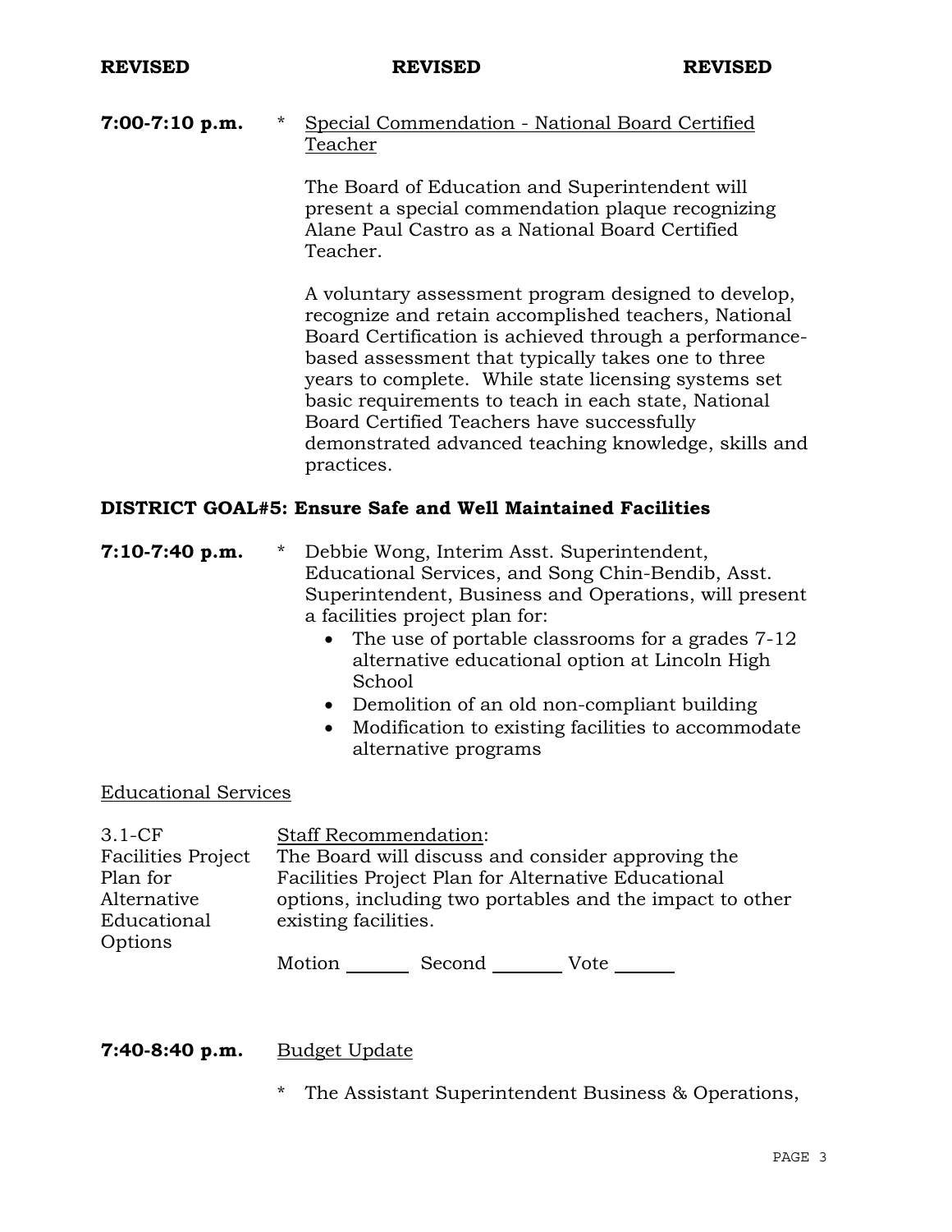**REVISED** **REVISED** **REVISED**

**7:00-7:10 p.m.** * Special Commendation - National Board Certified Teacher

The Board of Education and Superintendent will present a special commendation plaque recognizing Alane Paul Castro as a National Board Certified Teacher.

A voluntary assessment program designed to develop, recognize and retain accomplished teachers, National Board Certification is achieved through a performance-based assessment that typically takes one to three years to complete. While state licensing systems set basic requirements to teach in each state, National Board Certified Teachers have successfully demonstrated advanced teaching knowledge, skills and practices.

**DISTRICT GOAL#5: Ensure Safe and Well Maintained Facilities**

**7:10-7:40 p.m.** * Debbie Wong, Interim Asst. Superintendent, Educational Services, and Song Chin-Bendib, Asst. Superintendent, Business and Operations, will present a facilities project plan for:

- The use of portable classrooms for a grades 7-12 alternative educational option at Lincoln High School
- Demolition of an old non-compliant building
- Modification to existing facilities to accommodate alternative programs

Educational Services

3.1-CF Facilities Project Plan for Alternative Educational Options

Staff Recommendation:
The Board will discuss and consider approving the Facilities Project Plan for Alternative Educational options, including two portables and the impact to other existing facilities.

Motion _______ Second _______ Vote _______

**7:40-8:40 p.m.** Budget Update

* The Assistant Superintendent Business & Operations,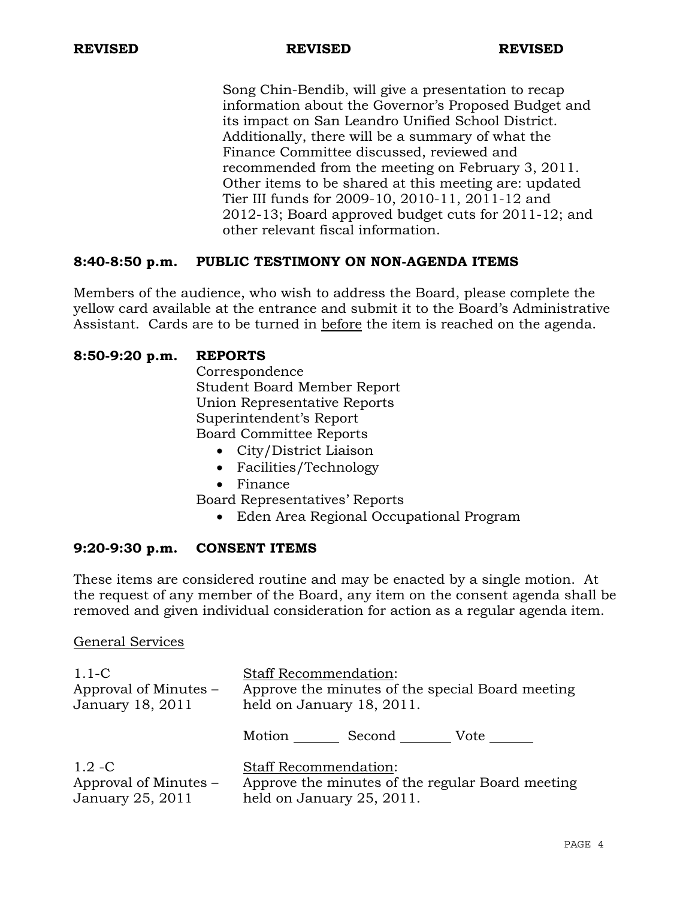**REVISED** **REVISED** **REVISED**

Song Chin-Bendib, will give a presentation to recap information about the Governor's Proposed Budget and its impact on San Leandro Unified School District. Additionally, there will be a summary of what the Finance Committee discussed, reviewed and recommended from the meeting on February 3, 2011. Other items to be shared at this meeting are: updated Tier III funds for 2009-10, 2010-11, 2011-12 and 2012-13; Board approved budget cuts for 2011-12; and other relevant fiscal information.

## 8:40-8:50 p.m. PUBLIC TESTIMONY ON NON-AGENDA ITEMS

Members of the audience, who wish to address the Board, please complete the yellow card available at the entrance and submit it to the Board's Administrative Assistant. Cards are to be turned in <u>before</u> the item is reached on the agenda.

## 8:50-9:20 p.m. REPORTS

Correspondence
Student Board Member Report
Union Representative Reports
Superintendent's Report
Board Committee Reports

- City/District Liaison
- Facilities/Technology
- Finance

Board Representatives' Reports

- Eden Area Regional Occupational Program

## 9:20-9:30 p.m. CONSENT ITEMS

These items are considered routine and may be enacted by a single motion. At the request of any member of the Board, any item on the consent agenda shall be removed and given individual consideration for action as a regular agenda item.

<u>General Services</u>

1.1-C
Approval of Minutes – January 18, 2011

<u>Staff Recommendation</u>:
Approve the minutes of the special Board meeting held on January 18, 2011.

Motion _______ Second _______ Vote _______

1.2 -C
Approval of Minutes – January 25, 2011

<u>Staff Recommendation</u>:
Approve the minutes of the regular Board meeting held on January 25, 2011.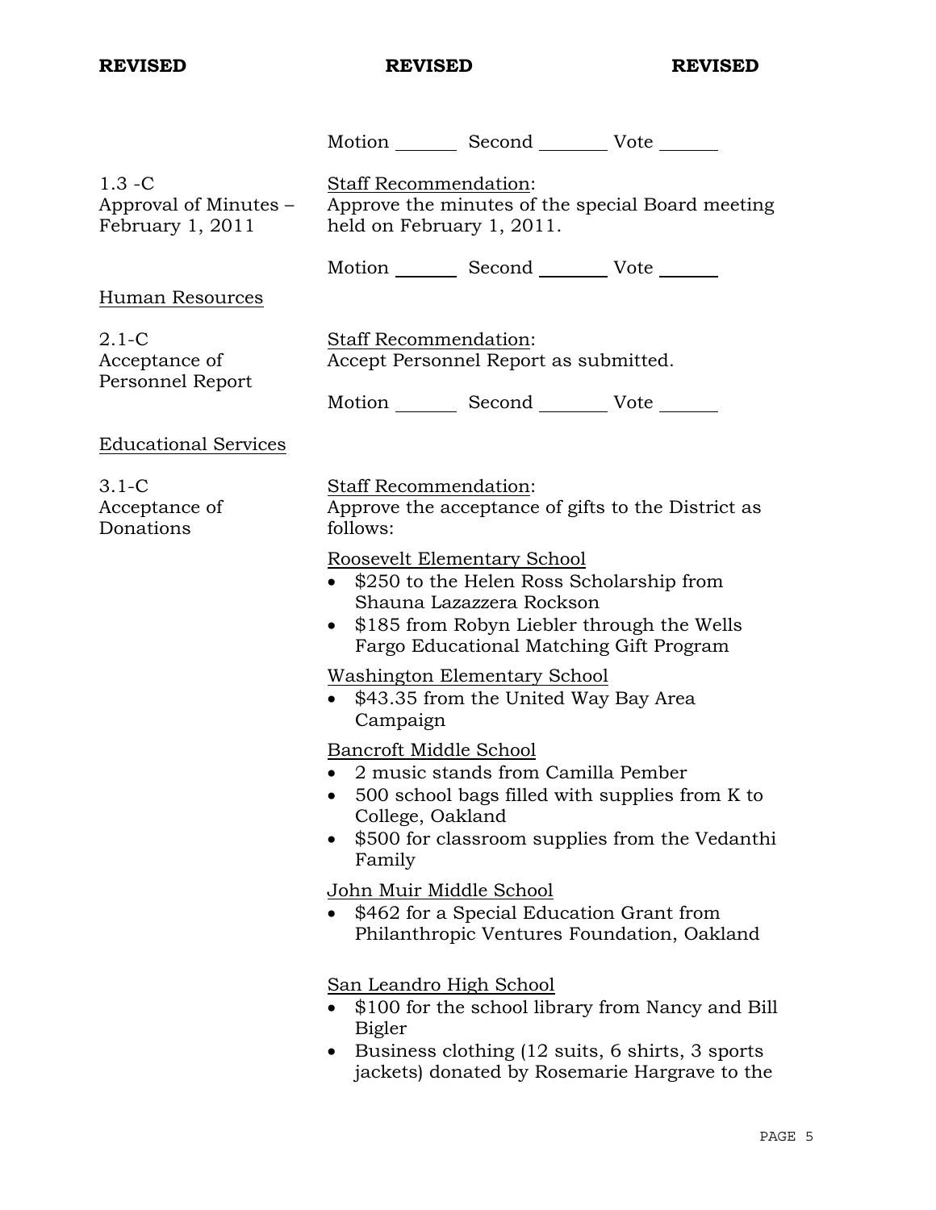**REVISED** **REVISED** **REVISED**

Motion ______ Second ______ Vote ______

1.3 -C
Approval of Minutes – February 1, 2011

Staff Recommendation:
Approve the minutes of the special Board meeting held on February 1, 2011.

Motion ______ Second ______ Vote ______

Human Resources

2.1-C
Acceptance of Personnel Report

Staff Recommendation:
Accept Personnel Report as submitted.

Motion ______ Second ______ Vote ______

Educational Services

3.1-C
Acceptance of Donations

Staff Recommendation:
Approve the acceptance of gifts to the District as follows:

Roosevelt Elementary School
- $250 to the Helen Ross Scholarship from Shauna Lazazzera Rockson
- $185 from Robyn Liebler through the Wells Fargo Educational Matching Gift Program

Washington Elementary School
- $43.35 from the United Way Bay Area Campaign

Bancroft Middle School
- 2 music stands from Camilla Pember
- 500 school bags filled with supplies from K to College, Oakland
- $500 for classroom supplies from the Vedanthi Family

John Muir Middle School
- $462 for a Special Education Grant from Philanthropic Ventures Foundation, Oakland

San Leandro High School
- $100 for the school library from Nancy and Bill Bigler
- Business clothing (12 suits, 6 shirts, 3 sports jackets) donated by Rosemarie Hargrave to the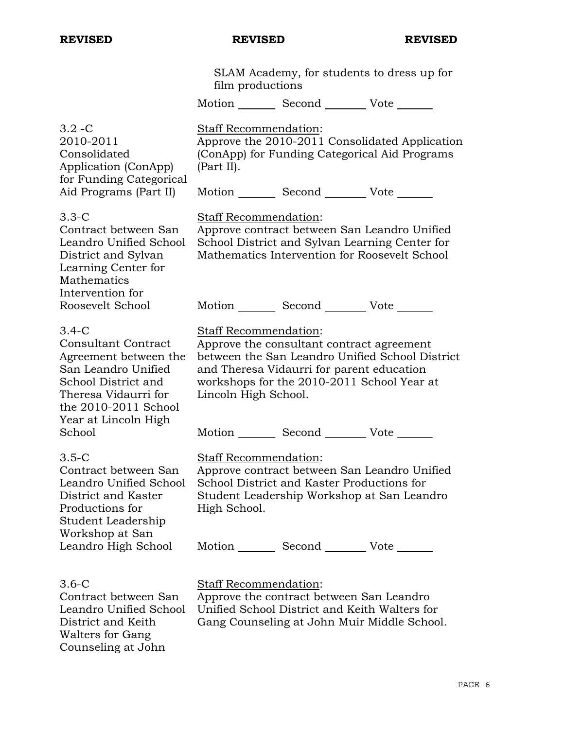**REVISED** **REVISED** **REVISED**

SLAM Academy, for students to dress up for film productions

Motion _______ Second _______ Vote _______

| | |
|---|---|
| 3.2 -C<br>2010-2011 Consolidated Application (ConApp) for Funding Categorical Aid Programs (Part II) | Staff Recommendation:<br>Approve the 2010-2011 Consolidated Application (ConApp) for Funding Categorical Aid Programs (Part II).<br><br>Motion _______ Second _______ Vote _______ |
| 3.3-C<br>Contract between San Leandro Unified School District and Sylvan Learning Center for Mathematics Intervention for Roosevelt School | Staff Recommendation:<br>Approve contract between San Leandro Unified School District and Sylvan Learning Center for Mathematics Intervention for Roosevelt School<br><br>Motion _______ Second _______ Vote _______ |
| 3.4-C<br>Consultant Contract Agreement between the San Leandro Unified School District and Theresa Vidaurri for the 2010-2011 School Year at Lincoln High School | Staff Recommendation:<br>Approve the consultant contract agreement between the San Leandro Unified School District and Theresa Vidaurri for parent education workshops for the 2010-2011 School Year at Lincoln High School.<br><br>Motion _______ Second _______ Vote _______ |
| 3.5-C<br>Contract between San Leandro Unified School District and Kaster Productions for Student Leadership Workshop at San Leandro High School | Staff Recommendation:<br>Approve contract between San Leandro Unified School District and Kaster Productions for Student Leadership Workshop at San Leandro High School.<br><br>Motion _______ Second _______ Vote _______ |
| 3.6-C<br>Contract between San Leandro Unified School District and Keith Walters for Gang Counseling at John | Staff Recommendation:<br>Approve the contract between San Leandro Unified School District and Keith Walters for Gang Counseling at John Muir Middle School. |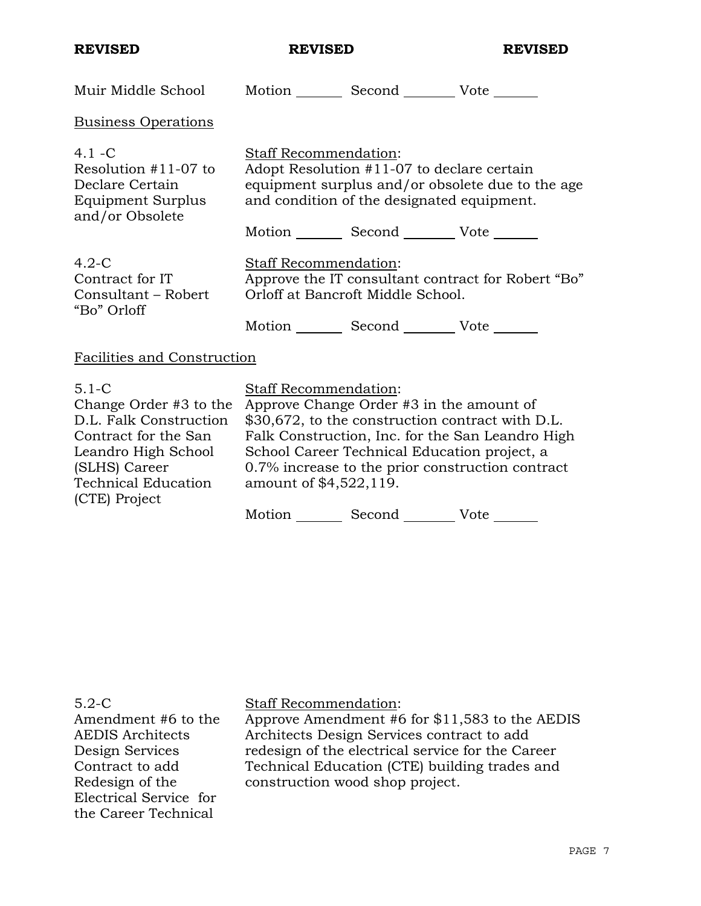**REVISED** **REVISED** **REVISED**

Muir Middle School Motion _______ Second _______ Vote _______

Business Operations

4.1 -C
Resolution #11-07 to Declare Certain Equipment Surplus and/or Obsolete

Staff Recommendation:
Adopt Resolution #11-07 to declare certain equipment surplus and/or obsolete due to the age and condition of the designated equipment.

Motion _______ Second _______ Vote _______

4.2-C
Contract for IT Consultant – Robert "Bo" Orloff

Staff Recommendation:
Approve the IT consultant contract for Robert "Bo" Orloff at Bancroft Middle School.

Motion _______ Second _______ Vote _______

Facilities and Construction

5.1-C
Change Order #3 to the D.L. Falk Construction Contract for the San Leandro High School (SLHS) Career Technical Education (CTE) Project

Staff Recommendation:
Approve Change Order #3 in the amount of $30,672, to the construction contract with D.L. Falk Construction, Inc. for the San Leandro High School Career Technical Education project, a 0.7% increase to the prior construction contract amount of $4,522,119.

Motion _______ Second _______ Vote _______

5.2-C
Amendment #6 to the AEDIS Architects Design Services Contract to add Redesign of the Electrical Service for the Career Technical

Staff Recommendation:
Approve Amendment #6 for $11,583 to the AEDIS Architects Design Services contract to add redesign of the electrical service for the Career Technical Education (CTE) building trades and construction wood shop project.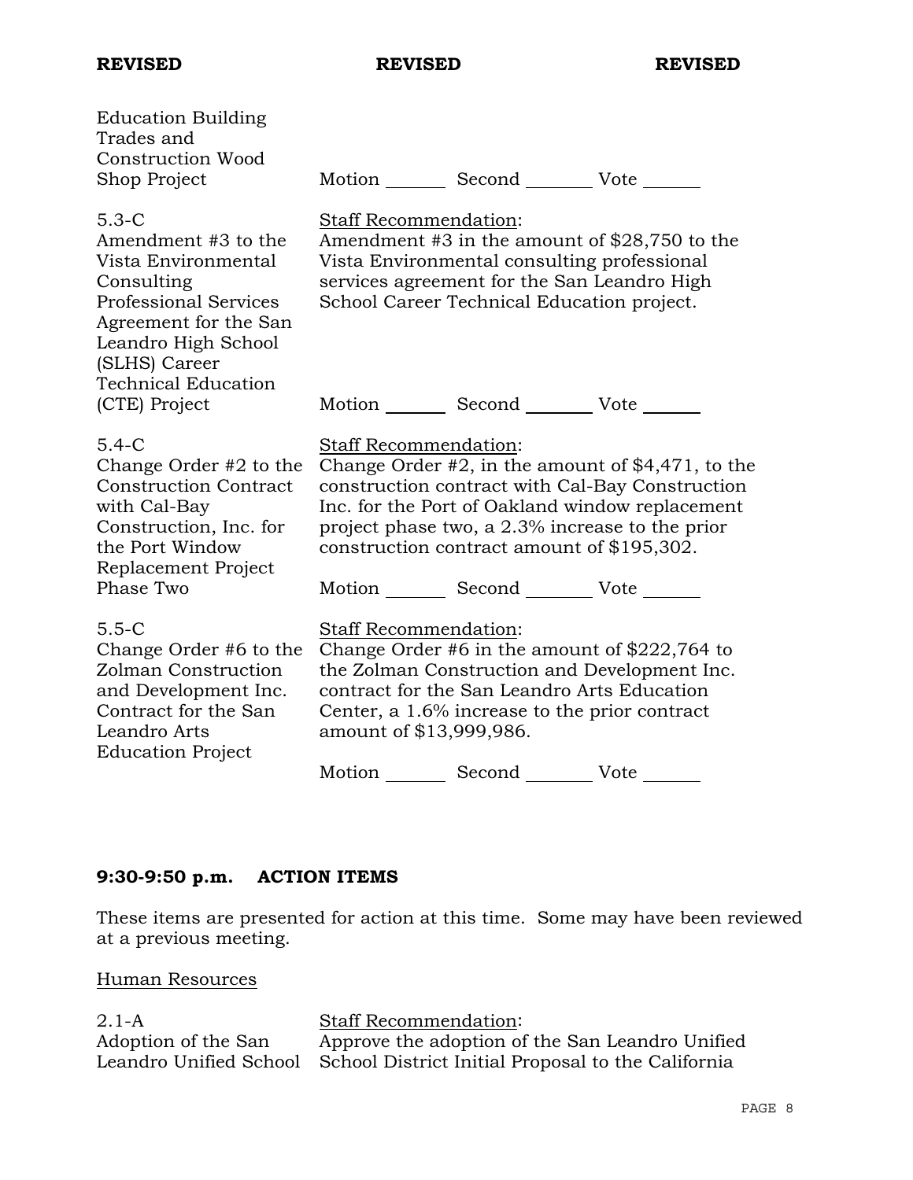**REVISED** **REVISED** **REVISED**

| | |
|---|---|
| Education Building Trades and Construction Wood Shop Project | Motion _______ Second _______ Vote _______ |
| 5.3-C<br>Amendment #3 to the Vista Environmental Consulting Professional Services Agreement for the San Leandro High School (SLHS) Career Technical Education (CTE) Project | Staff Recommendation:<br>Amendment #3 in the amount of $28,750 to the Vista Environmental consulting professional services agreement for the San Leandro High School Career Technical Education project.<br><br>Motion _______ Second _______ Vote _______ |
| 5.4-C<br>Change Order #2 to the Construction Contract with Cal-Bay Construction, Inc. for the Port Window Replacement Project Phase Two | Staff Recommendation:<br>Change Order #2, in the amount of $4,471, to the construction contract with Cal-Bay Construction Inc. for the Port of Oakland window replacement project phase two, a 2.3% increase to the prior construction contract amount of $195,302.<br><br>Motion _______ Second _______ Vote _______ |
| 5.5-C<br>Change Order #6 to the Zolman Construction and Development Inc. Contract for the San Leandro Arts Education Project | Staff Recommendation:<br>Change Order #6 in the amount of $222,764 to the Zolman Construction and Development Inc. contract for the San Leandro Arts Education Center, a 1.6% increase to the prior contract amount of $13,999,986.<br><br>Motion _______ Second _______ Vote _______ |

## 9:30-9:50 p.m. ACTION ITEMS

These items are presented for action at this time. Some may have been reviewed at a previous meeting.

Human Resources

| | |
|---|---|
| 2.1-A<br>Adoption of the San Leandro Unified School | Staff Recommendation:<br>Approve the adoption of the San Leandro Unified School District Initial Proposal to the California |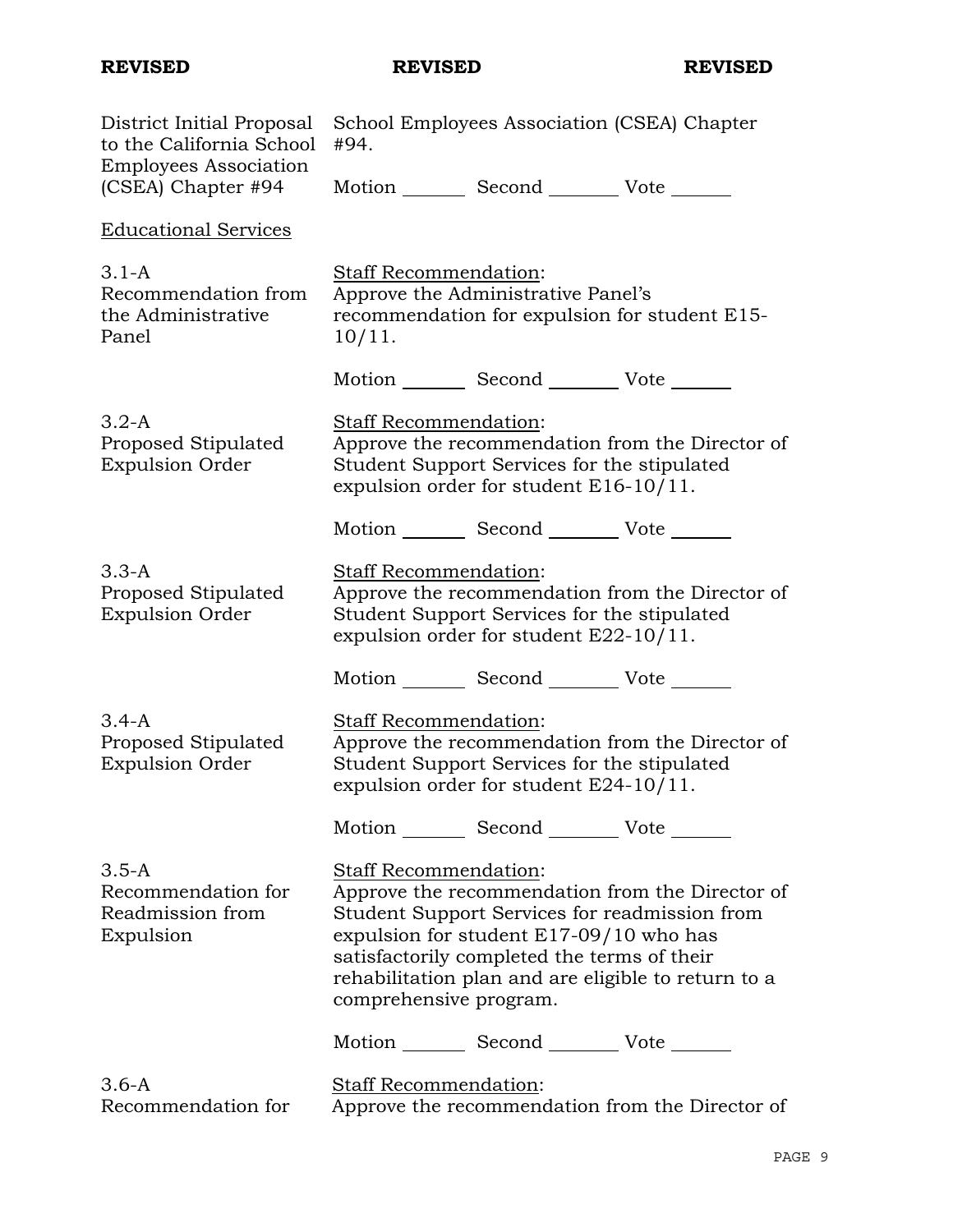**REVISED** **REVISED** **REVISED**

District Initial Proposal to the California School Employees Association (CSEA) Chapter #94

School Employees Association (CSEA) Chapter #94.

Motion _______ Second _______ Vote _______

Educational Services

3.1-A
Recommendation from the Administrative Panel

Staff Recommendation:
Approve the Administrative Panel's recommendation for expulsion for student E15-10/11.

Motion _______ Second _______ Vote _______

3.2-A
Proposed Stipulated Expulsion Order

Staff Recommendation:
Approve the recommendation from the Director of Student Support Services for the stipulated expulsion order for student E16-10/11.

Motion _______ Second _______ Vote _______

3.3-A
Proposed Stipulated Expulsion Order

Staff Recommendation:
Approve the recommendation from the Director of Student Support Services for the stipulated expulsion order for student E22-10/11.

Motion _______ Second _______ Vote _______

3.4-A
Proposed Stipulated Expulsion Order

Staff Recommendation:
Approve the recommendation from the Director of Student Support Services for the stipulated expulsion order for student E24-10/11.

Motion _______ Second _______ Vote _______

3.5-A
Recommendation for Readmission from Expulsion

Staff Recommendation:
Approve the recommendation from the Director of Student Support Services for readmission from expulsion for student E17-09/10 who has satisfactorily completed the terms of their rehabilitation plan and are eligible to return to a comprehensive program.

Motion _______ Second _______ Vote _______

3.6-A
Recommendation for

Staff Recommendation:
Approve the recommendation from the Director of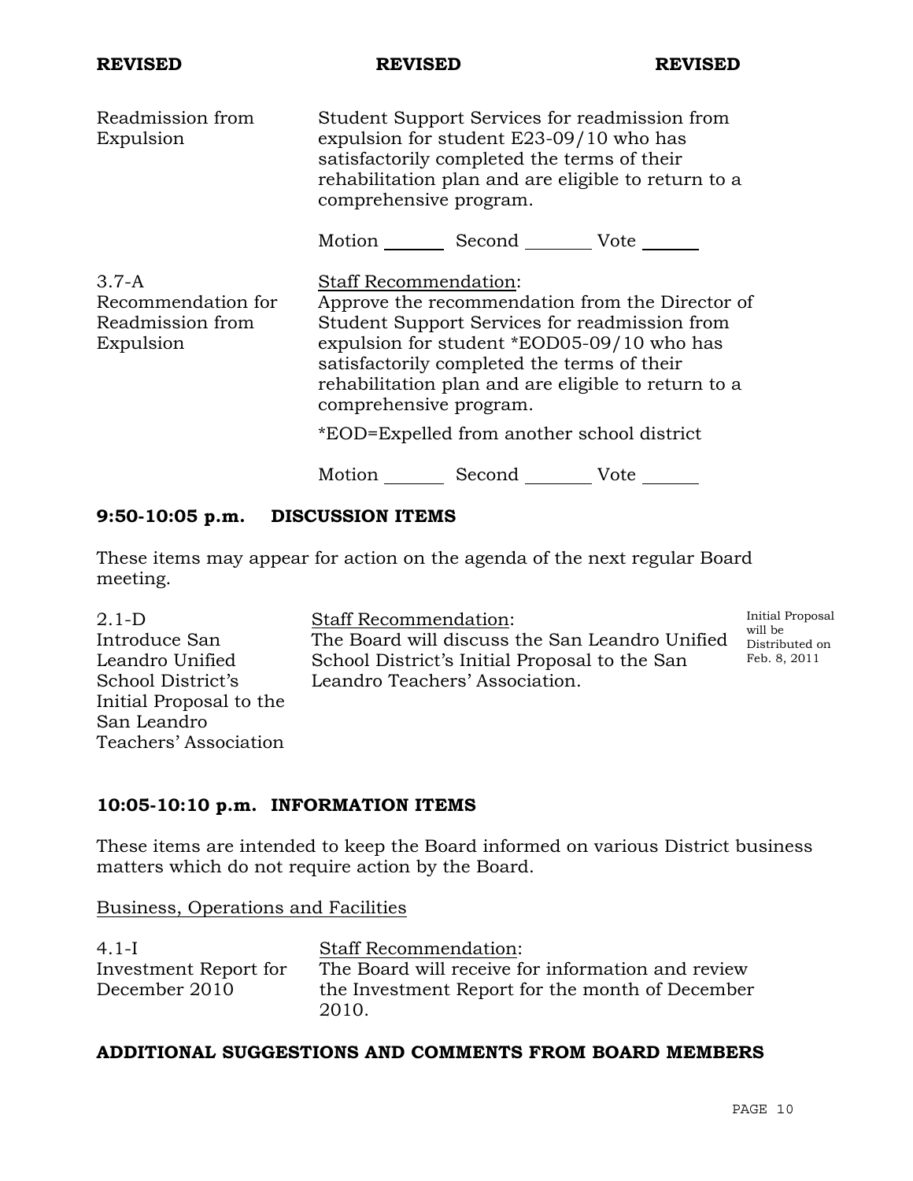**REVISED** **REVISED** **REVISED**

| | |
|---|---|
| Readmission from Expulsion | Student Support Services for readmission from expulsion for student E23-09/10 who has satisfactorily completed the terms of their rehabilitation plan and are eligible to return to a comprehensive program.<br><br>Motion _______ Second ________ Vote ______ |
| 3.7-A<br>Recommendation for Readmission from Expulsion | Staff Recommendation:<br>Approve the recommendation from the Director of Student Support Services for readmission from expulsion for student *EOD05-09/10 who has satisfactorily completed the terms of their rehabilitation plan and are eligible to return to a comprehensive program.<br><br>*EOD=Expelled from another school district<br><br>Motion _______ Second ________ Vote ______ |

## 9:50-10:05 p.m. DISCUSSION ITEMS

These items may appear for action on the agenda of the next regular Board meeting.

| | | |
|---|---|---|
| 2.1-D<br>Introduce San Leandro Unified School District's Initial Proposal to the San Leandro Teachers' Association | Staff Recommendation:<br>The Board will discuss the San Leandro Unified School District's Initial Proposal to the San Leandro Teachers' Association. | Initial Proposal will be Distributed on Feb. 8, 2011 |

## 10:05-10:10 p.m. INFORMATION ITEMS

These items are intended to keep the Board informed on various District business matters which do not require action by the Board.

Business, Operations and Facilities

| | |
|---|---|
| 4.1-I<br>Investment Report for December 2010 | Staff Recommendation:<br>The Board will receive for information and review the Investment Report for the month of December 2010. |

## ADDITIONAL SUGGESTIONS AND COMMENTS FROM BOARD MEMBERS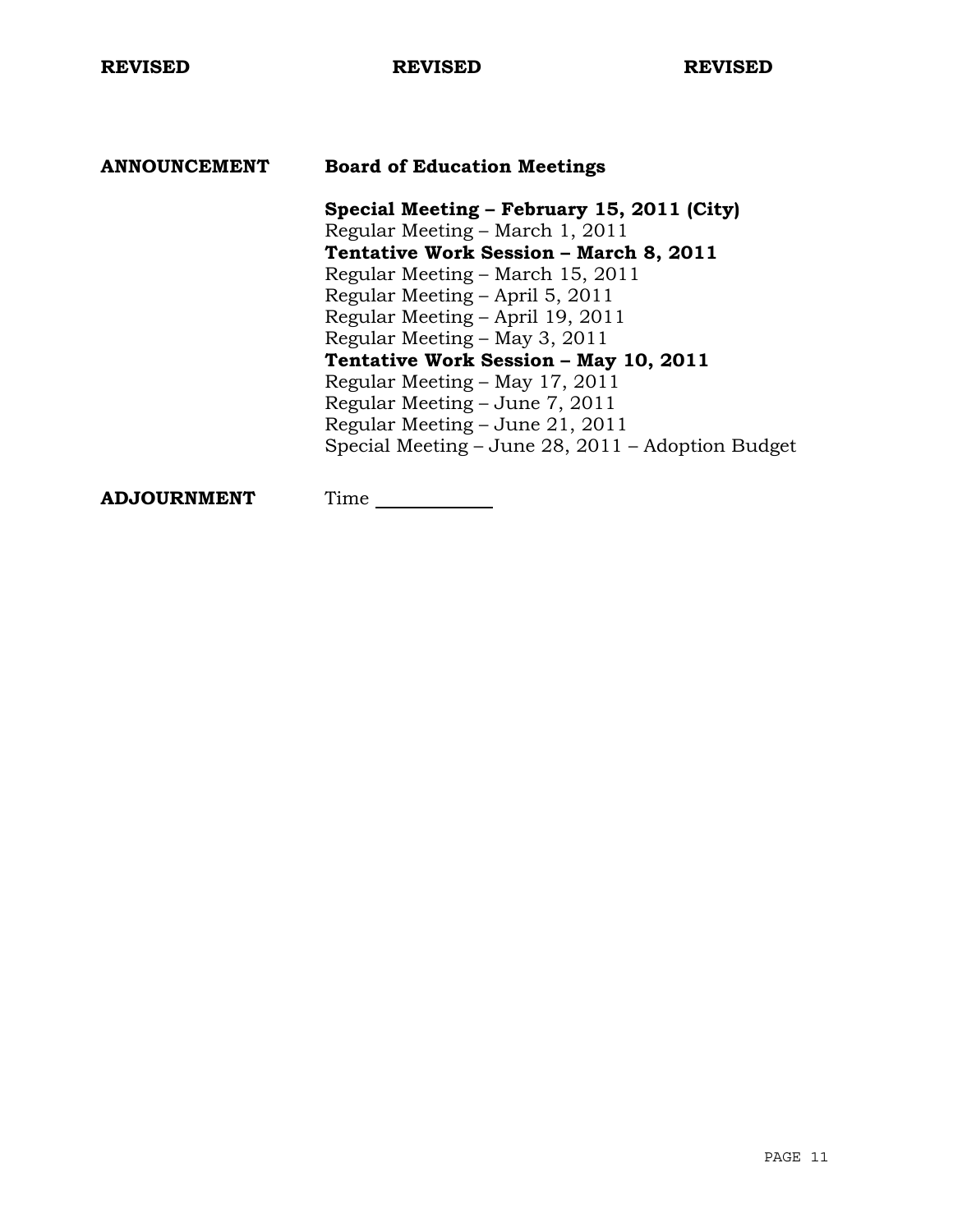**REVISED** **REVISED** **REVISED**

**ANNOUNCEMENT** **Board of Education Meetings**

**Special Meeting – February 15, 2011 (City)**
Regular Meeting – March 1, 2011
**Tentative Work Session – March 8, 2011**
Regular Meeting – March 15, 2011
Regular Meeting – April 5, 2011
Regular Meeting – April 19, 2011
Regular Meeting – May 3, 2011
**Tentative Work Session – May 10, 2011**
Regular Meeting – May 17, 2011
Regular Meeting – June 7, 2011
Regular Meeting – June 21, 2011
Special Meeting – June 28, 2011 – Adoption Budget

**ADJOURNMENT** Time \_\_\_\_\_\_\_\_\_\_\_\_